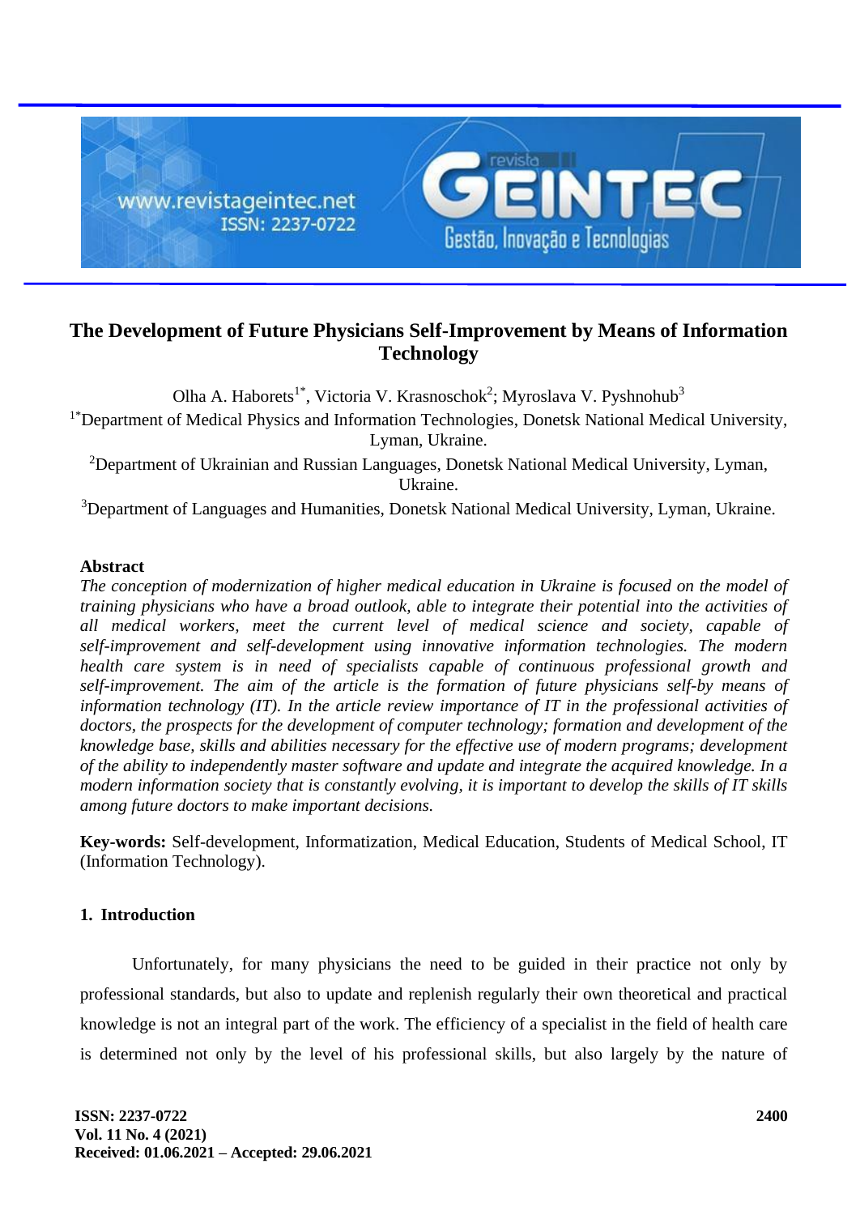# The Development of Future Physicians Self-Improvement by Means of Information Technology

Olha A. Haborets[1*], Victoria V. Krasnoschok[2]; Myroslava V. Pyshnohub[3]

[1*]Department of Medical Physics and Information Technologies, Donetsk National Medical University, Lyman, Ukraine.

[2]Department of Ukrainian and Russian Languages, Donetsk National Medical University, Lyman, Ukraine.

[3]Department of Languages and Humanities, Donetsk National Medical University, Lyman, Ukraine.

## Abstract

*The conception of modernization of higher medical education in Ukraine is focused on the model of training physicians who have a broad outlook, able to integrate their potential into the activities of all medical workers, meet the current level of medical science and society, capable of self-improvement and self-development using innovative information technologies. The modern health care system is in need of specialists capable of continuous professional growth and self-improvement. The aim of the article is the formation of future physicians self-by means of information technology (IT). In the article review importance of IT in the professional activities of doctors, the prospects for the development of computer technology; formation and development of the knowledge base, skills and abilities necessary for the effective use of modern programs; development of the ability to independently master software and update and integrate the acquired knowledge. In a modern information society that is constantly evolving, it is important to develop the skills of IT skills among future doctors to make important decisions.*

**Key-words:** Self-development, Informatization, Medical Education, Students of Medical School, IT (Information Technology).

## 1. Introduction

Unfortunately, for many physicians the need to be guided in their practice not only by professional standards, but also to update and replenish regularly their own theoretical and practical knowledge is not an integral part of the work. The efficiency of a specialist in the field of health care is determined not only by the level of his professional skills, but also largely by the nature of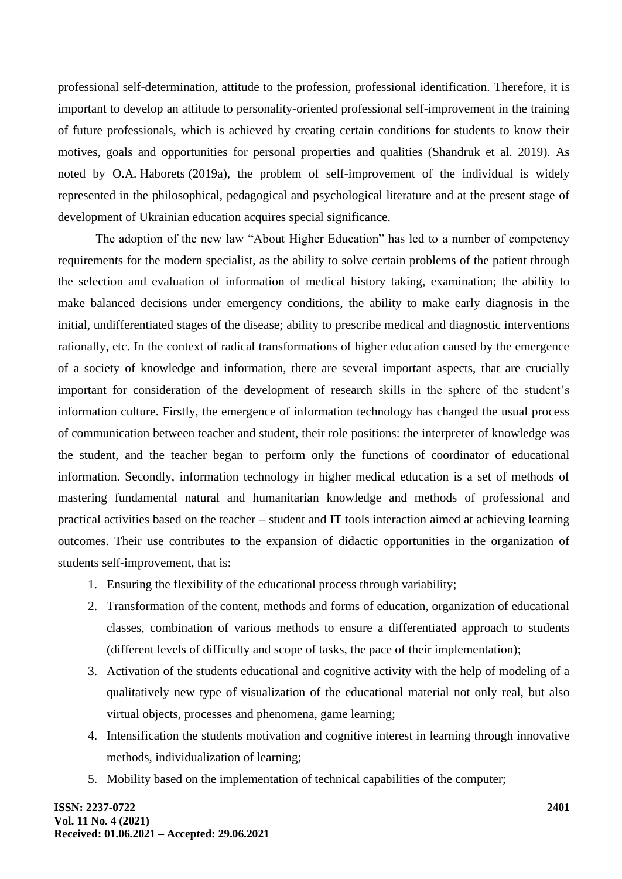professional self-determination, attitude to the profession, professional identification. Therefore, it is important to develop an attitude to personality-oriented professional self-improvement in the training of future professionals, which is achieved by creating certain conditions for students to know their motives, goals and opportunities for personal properties and qualities (Shandruk et al. 2019). As noted by O.A. Haborets (2019a), the problem of self-improvement of the individual is widely represented in the philosophical, pedagogical and psychological literature and at the present stage of development of Ukrainian education acquires special significance.

The adoption of the new law "About Higher Education" has led to a number of competency requirements for the modern specialist, as the ability to solve certain problems of the patient through the selection and evaluation of information of medical history taking, examination; the ability to make balanced decisions under emergency conditions, the ability to make early diagnosis in the initial, undifferentiated stages of the disease; ability to prescribe medical and diagnostic interventions rationally, etc. In the context of radical transformations of higher education caused by the emergence of a society of knowledge and information, there are several important aspects, that are crucially important for consideration of the development of research skills in the sphere of the student's information culture. Firstly, the emergence of information technology has changed the usual process of communication between teacher and student, their role positions: the interpreter of knowledge was the student, and the teacher began to perform only the functions of coordinator of educational information. Secondly, information technology in higher medical education is a set of methods of mastering fundamental natural and humanitarian knowledge and methods of professional and practical activities based on the teacher – student and IT tools interaction aimed at achieving learning outcomes. Their use contributes to the expansion of didactic opportunities in the organization of students self-improvement, that is:

1. Ensuring the flexibility of the educational process through variability;
2. Transformation of the content, methods and forms of education, organization of educational classes, combination of various methods to ensure a differentiated approach to students (different levels of difficulty and scope of tasks, the pace of their implementation);
3. Activation of the students educational and cognitive activity with the help of modeling of a qualitatively new type of visualization of the educational material not only real, but also virtual objects, processes and phenomena, game learning;
4. Intensification the students motivation and cognitive interest in learning through innovative methods, individualization of learning;
5. Mobility based on the implementation of technical capabilities of the computer;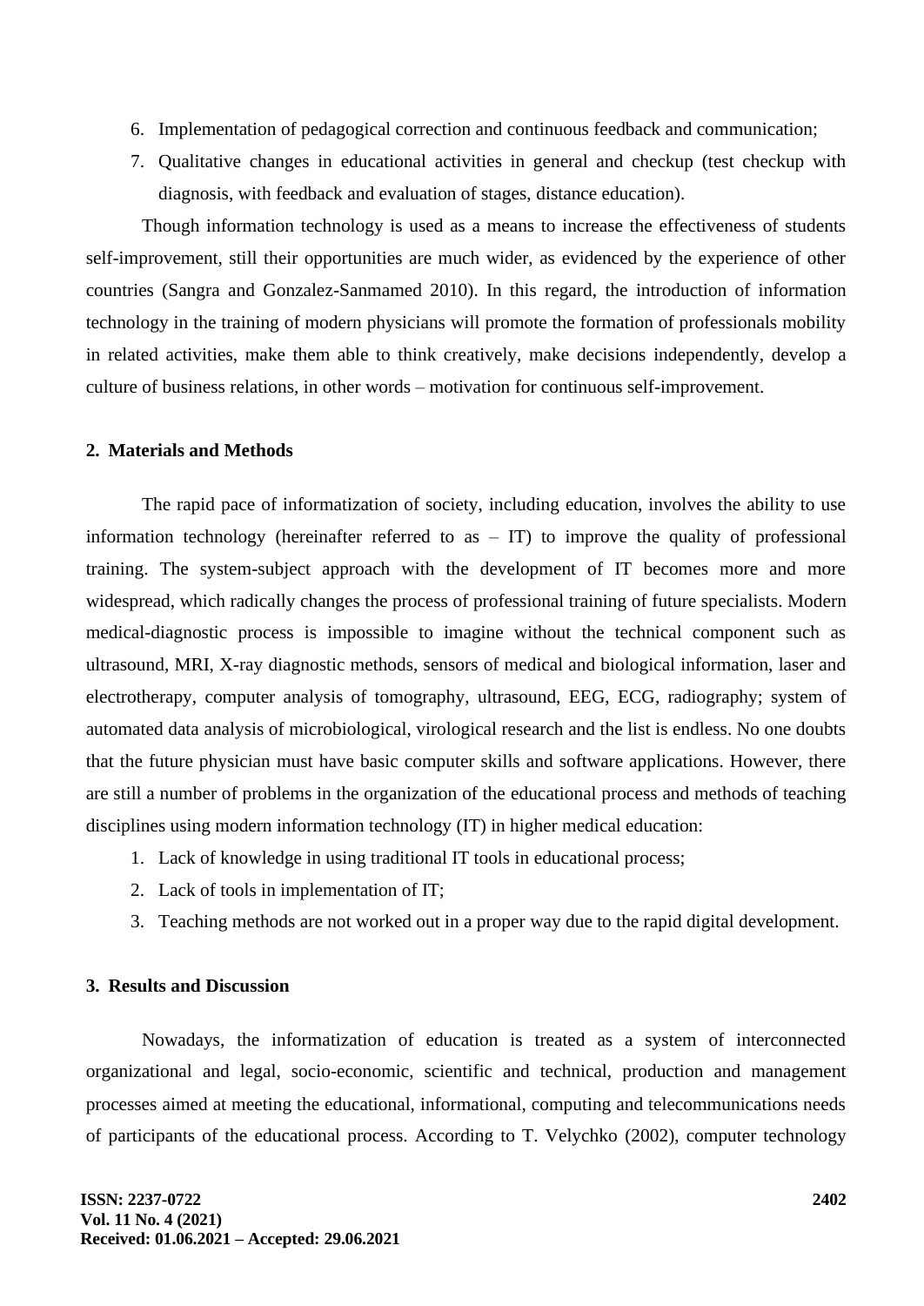6. Implementation of pedagogical correction and continuous feedback and communication;
7. Qualitative changes in educational activities in general and checkup (test checkup with diagnosis, with feedback and evaluation of stages, distance education).

Though information technology is used as a means to increase the effectiveness of students self-improvement, still their opportunities are much wider, as evidenced by the experience of other countries (Sangra and Gonzalez-Sanmamed 2010). In this regard, the introduction of information technology in the training of modern physicians will promote the formation of professionals mobility in related activities, make them able to think creatively, make decisions independently, develop a culture of business relations, in other words – motivation for continuous self-improvement.

## 2. Materials and Methods

The rapid pace of informatization of society, including education, involves the ability to use information technology (hereinafter referred to as – IT) to improve the quality of professional training. The system-subject approach with the development of IT becomes more and more widespread, which radically changes the process of professional training of future specialists. Modern medical-diagnostic process is impossible to imagine without the technical component such as ultrasound, MRI, X-ray diagnostic methods, sensors of medical and biological information, laser and electrotherapy, computer analysis of tomography, ultrasound, EEG, ECG, radiography; system of automated data analysis of microbiological, virological research and the list is endless. No one doubts that the future physician must have basic computer skills and software applications. However, there are still a number of problems in the organization of the educational process and methods of teaching disciplines using modern information technology (IT) in higher medical education:

1. Lack of knowledge in using traditional IT tools in educational process;
2. Lack of tools in implementation of IT;
3. Teaching methods are not worked out in a proper way due to the rapid digital development.

## 3. Results and Discussion

Nowadays, the informatization of education is treated as a system of interconnected organizational and legal, socio-economic, scientific and technical, production and management processes aimed at meeting the educational, informational, computing and telecommunications needs of participants of the educational process. According to T. Velychko (2002), computer technology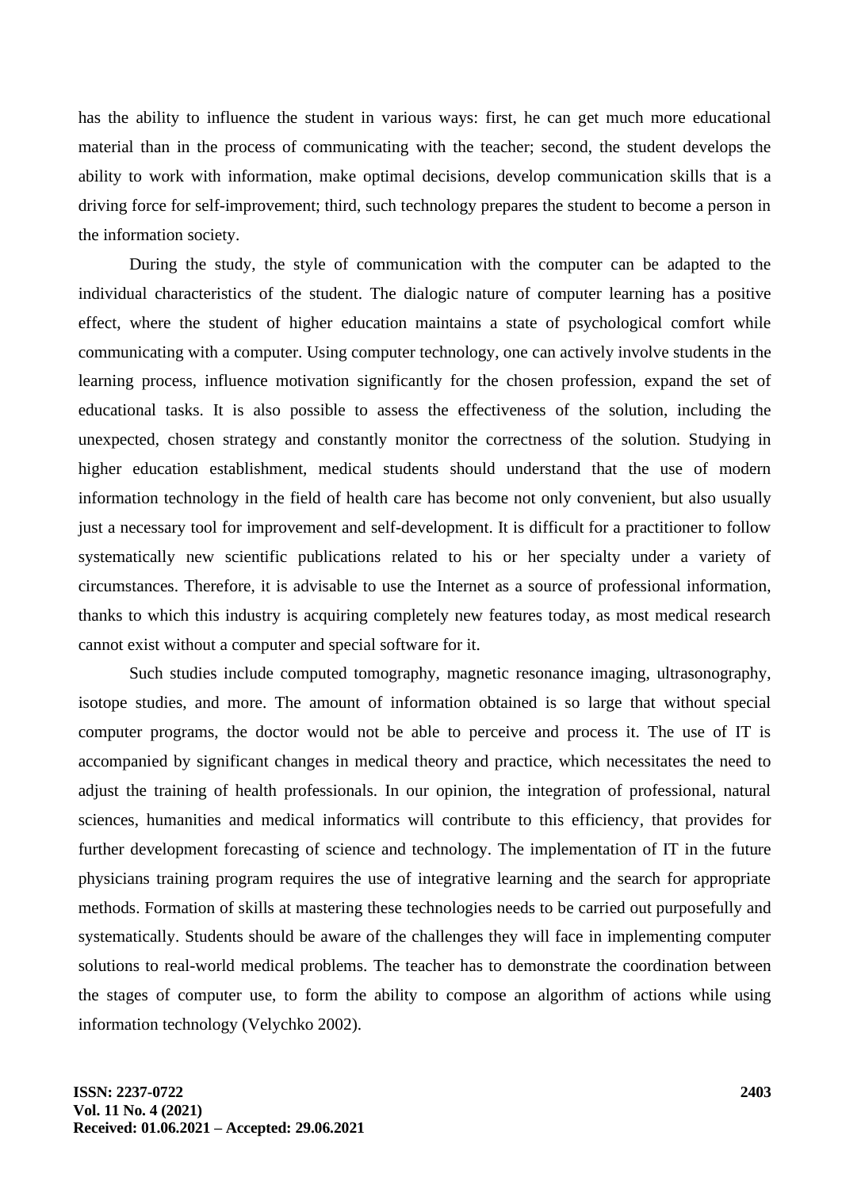has the ability to influence the student in various ways: first, he can get much more educational material than in the process of communicating with the teacher; second, the student develops the ability to work with information, make optimal decisions, develop communication skills that is a driving force for self-improvement; third, such technology prepares the student to become a person in the information society.

During the study, the style of communication with the computer can be adapted to the individual characteristics of the student. The dialogic nature of computer learning has a positive effect, where the student of higher education maintains a state of psychological comfort while communicating with a computer. Using computer technology, one can actively involve students in the learning process, influence motivation significantly for the chosen profession, expand the set of educational tasks. It is also possible to assess the effectiveness of the solution, including the unexpected, chosen strategy and constantly monitor the correctness of the solution. Studying in higher education establishment, medical students should understand that the use of modern information technology in the field of health care has become not only convenient, but also usually just a necessary tool for improvement and self-development. It is difficult for a practitioner to follow systematically new scientific publications related to his or her specialty under a variety of circumstances. Therefore, it is advisable to use the Internet as a source of professional information, thanks to which this industry is acquiring completely new features today, as most medical research cannot exist without a computer and special software for it.

Such studies include computed tomography, magnetic resonance imaging, ultrasonography, isotope studies, and more. The amount of information obtained is so large that without special computer programs, the doctor would not be able to perceive and process it. The use of IT is accompanied by significant changes in medical theory and practice, which necessitates the need to adjust the training of health professionals. In our opinion, the integration of professional, natural sciences, humanities and medical informatics will contribute to this efficiency, that provides for further development forecasting of science and technology. The implementation of IT in the future physicians training program requires the use of integrative learning and the search for appropriate methods. Formation of skills at mastering these technologies needs to be carried out purposefully and systematically. Students should be aware of the challenges they will face in implementing computer solutions to real-world medical problems. The teacher has to demonstrate the coordination between the stages of computer use, to form the ability to compose an algorithm of actions while using information technology (Velychko 2002).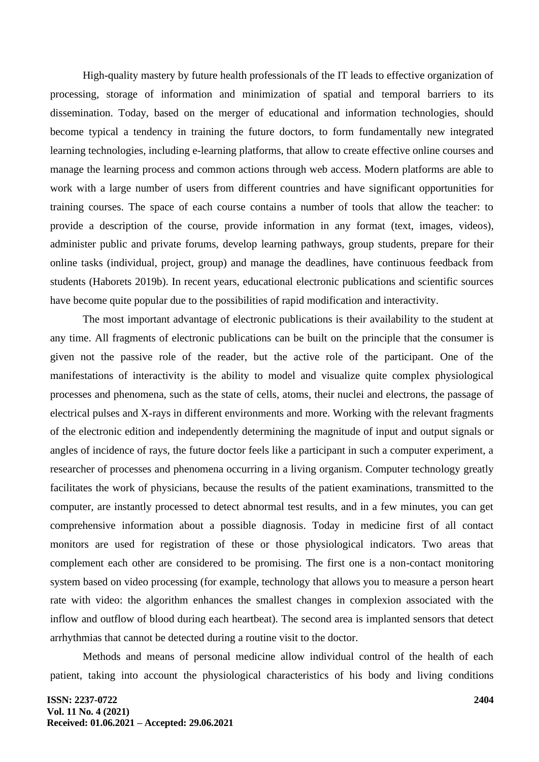High-quality mastery by future health professionals of the IT leads to effective organization of processing, storage of information and minimization of spatial and temporal barriers to its dissemination. Today, based on the merger of educational and information technologies, should become typical a tendency in training the future doctors, to form fundamentally new integrated learning technologies, including e-learning platforms, that allow to create effective online courses and manage the learning process and common actions through web access. Modern platforms are able to work with a large number of users from different countries and have significant opportunities for training courses. The space of each course contains a number of tools that allow the teacher: to provide a description of the course, provide information in any format (text, images, videos), administer public and private forums, develop learning pathways, group students, prepare for their online tasks (individual, project, group) and manage the deadlines, have continuous feedback from students (Haborets 2019b). In recent years, educational electronic publications and scientific sources have become quite popular due to the possibilities of rapid modification and interactivity.

The most important advantage of electronic publications is their availability to the student at any time. All fragments of electronic publications can be built on the principle that the consumer is given not the passive role of the reader, but the active role of the participant. One of the manifestations of interactivity is the ability to model and visualize quite complex physiological processes and phenomena, such as the state of cells, atoms, their nuclei and electrons, the passage of electrical pulses and X-rays in different environments and more. Working with the relevant fragments of the electronic edition and independently determining the magnitude of input and output signals or angles of incidence of rays, the future doctor feels like a participant in such a computer experiment, a researcher of processes and phenomena occurring in a living organism. Computer technology greatly facilitates the work of physicians, because the results of the patient examinations, transmitted to the computer, are instantly processed to detect abnormal test results, and in a few minutes, you can get comprehensive information about a possible diagnosis. Today in medicine first of all contact monitors are used for registration of these or those physiological indicators. Two areas that complement each other are considered to be promising. The first one is a non-contact monitoring system based on video processing (for example, technology that allows you to measure a person heart rate with video: the algorithm enhances the smallest changes in complexion associated with the inflow and outflow of blood during each heartbeat). The second area is implanted sensors that detect arrhythmias that cannot be detected during a routine visit to the doctor.

Methods and means of personal medicine allow individual control of the health of each patient, taking into account the physiological characteristics of his body and living conditions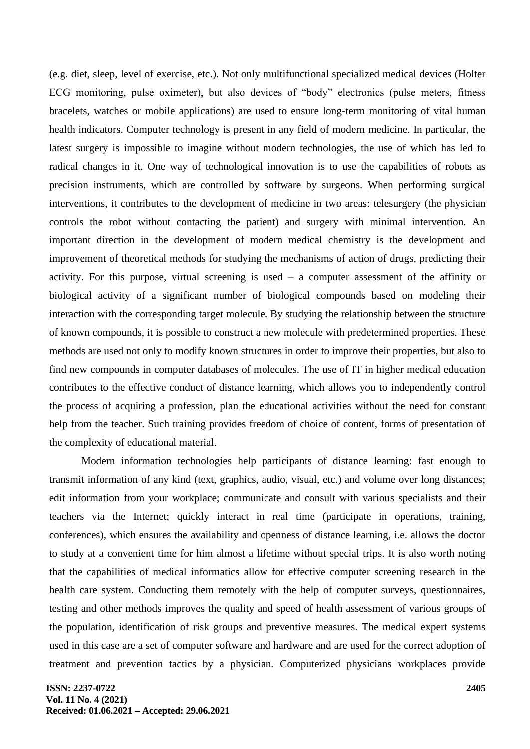(e.g. diet, sleep, level of exercise, etc.). Not only multifunctional specialized medical devices (Holter ECG monitoring, pulse oximeter), but also devices of "body" electronics (pulse meters, fitness bracelets, watches or mobile applications) are used to ensure long-term monitoring of vital human health indicators. Computer technology is present in any field of modern medicine. In particular, the latest surgery is impossible to imagine without modern technologies, the use of which has led to radical changes in it. One way of technological innovation is to use the capabilities of robots as precision instruments, which are controlled by software by surgeons. When performing surgical interventions, it contributes to the development of medicine in two areas: telesurgery (the physician controls the robot without contacting the patient) and surgery with minimal intervention. An important direction in the development of modern medical chemistry is the development and improvement of theoretical methods for studying the mechanisms of action of drugs, predicting their activity. For this purpose, virtual screening is used – a computer assessment of the affinity or biological activity of a significant number of biological compounds based on modeling their interaction with the corresponding target molecule. By studying the relationship between the structure of known compounds, it is possible to construct a new molecule with predetermined properties. These methods are used not only to modify known structures in order to improve their properties, but also to find new compounds in computer databases of molecules. The use of IT in higher medical education contributes to the effective conduct of distance learning, which allows you to independently control the process of acquiring a profession, plan the educational activities without the need for constant help from the teacher. Such training provides freedom of choice of content, forms of presentation of the complexity of educational material.

Modern information technologies help participants of distance learning: fast enough to transmit information of any kind (text, graphics, audio, visual, etc.) and volume over long distances; edit information from your workplace; communicate and consult with various specialists and their teachers via the Internet; quickly interact in real time (participate in operations, training, conferences), which ensures the availability and openness of distance learning, i.e. allows the doctor to study at a convenient time for him almost a lifetime without special trips. It is also worth noting that the capabilities of medical informatics allow for effective computer screening research in the health care system. Conducting them remotely with the help of computer surveys, questionnaires, testing and other methods improves the quality and speed of health assessment of various groups of the population, identification of risk groups and preventive measures. The medical expert systems used in this case are a set of computer software and hardware and are used for the correct adoption of treatment and prevention tactics by a physician. Computerized physicians workplaces provide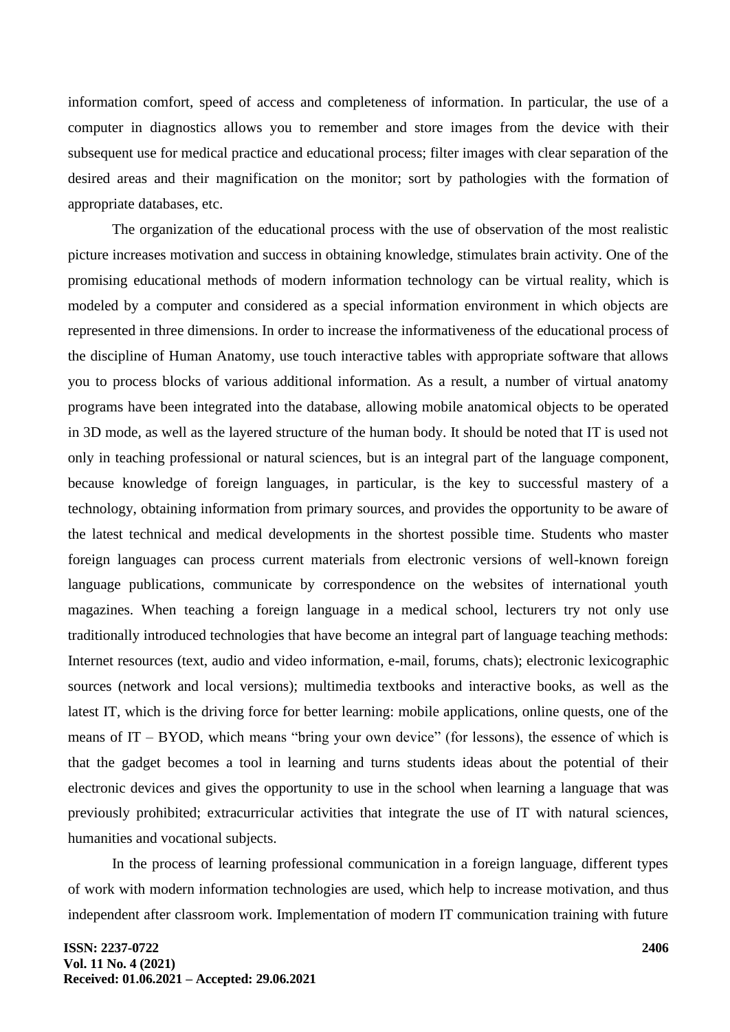information comfort, speed of access and completeness of information. In particular, the use of a computer in diagnostics allows you to remember and store images from the device with their subsequent use for medical practice and educational process; filter images with clear separation of the desired areas and their magnification on the monitor; sort by pathologies with the formation of appropriate databases, etc.

The organization of the educational process with the use of observation of the most realistic picture increases motivation and success in obtaining knowledge, stimulates brain activity. One of the promising educational methods of modern information technology can be virtual reality, which is modeled by a computer and considered as a special information environment in which objects are represented in three dimensions. In order to increase the informativeness of the educational process of the discipline of Human Anatomy, use touch interactive tables with appropriate software that allows you to process blocks of various additional information. As a result, a number of virtual anatomy programs have been integrated into the database, allowing mobile anatomical objects to be operated in 3D mode, as well as the layered structure of the human body. It should be noted that IT is used not only in teaching professional or natural sciences, but is an integral part of the language component, because knowledge of foreign languages, in particular, is the key to successful mastery of a technology, obtaining information from primary sources, and provides the opportunity to be aware of the latest technical and medical developments in the shortest possible time. Students who master foreign languages can process current materials from electronic versions of well-known foreign language publications, communicate by correspondence on the websites of international youth magazines. When teaching a foreign language in a medical school, lecturers try not only use traditionally introduced technologies that have become an integral part of language teaching methods: Internet resources (text, audio and video information, e-mail, forums, chats); electronic lexicographic sources (network and local versions); multimedia textbooks and interactive books, as well as the latest IT, which is the driving force for better learning: mobile applications, online quests, one of the means of IT – BYOD, which means "bring your own device" (for lessons), the essence of which is that the gadget becomes a tool in learning and turns students ideas about the potential of their electronic devices and gives the opportunity to use in the school when learning a language that was previously prohibited; extracurricular activities that integrate the use of IT with natural sciences, humanities and vocational subjects.

In the process of learning professional communication in a foreign language, different types of work with modern information technologies are used, which help to increase motivation, and thus independent after classroom work. Implementation of modern IT communication training with future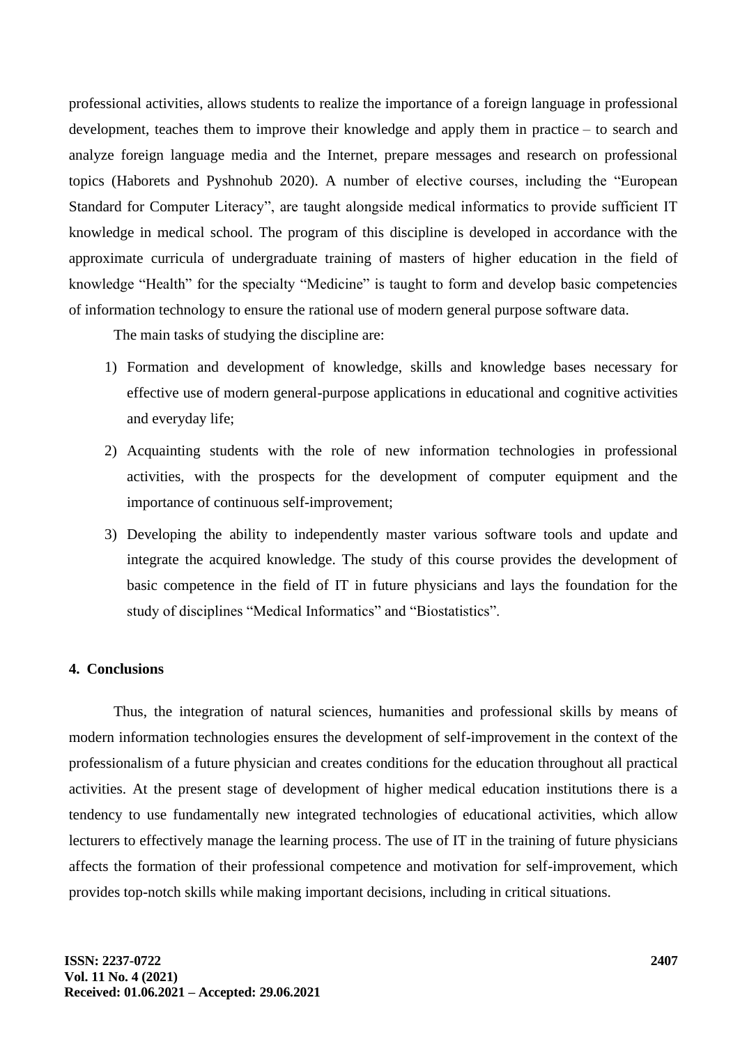professional activities, allows students to realize the importance of a foreign language in professional development, teaches them to improve their knowledge and apply them in practice – to search and analyze foreign language media and the Internet, prepare messages and research on professional topics (Haborets and Pyshnohub 2020). A number of elective courses, including the "European Standard for Computer Literacy", are taught alongside medical informatics to provide sufficient IT knowledge in medical school. The program of this discipline is developed in accordance with the approximate curricula of undergraduate training of masters of higher education in the field of knowledge "Health" for the specialty "Medicine" is taught to form and develop basic competencies of information technology to ensure the rational use of modern general purpose software data.

The main tasks of studying the discipline are:

1) Formation and development of knowledge, skills and knowledge bases necessary for effective use of modern general-purpose applications in educational and cognitive activities and everyday life;
2) Acquainting students with the role of new information technologies in professional activities, with the prospects for the development of computer equipment and the importance of continuous self-improvement;
3) Developing the ability to independently master various software tools and update and integrate the acquired knowledge. The study of this course provides the development of basic competence in the field of IT in future physicians and lays the foundation for the study of disciplines "Medical Informatics" and "Biostatistics".

## 4. Conclusions

Thus, the integration of natural sciences, humanities and professional skills by means of modern information technologies ensures the development of self-improvement in the context of the professionalism of a future physician and creates conditions for the education throughout all practical activities. At the present stage of development of higher medical education institutions there is a tendency to use fundamentally new integrated technologies of educational activities, which allow lecturers to effectively manage the learning process. The use of IT in the training of future physicians affects the formation of their professional competence and motivation for self-improvement, which provides top-notch skills while making important decisions, including in critical situations.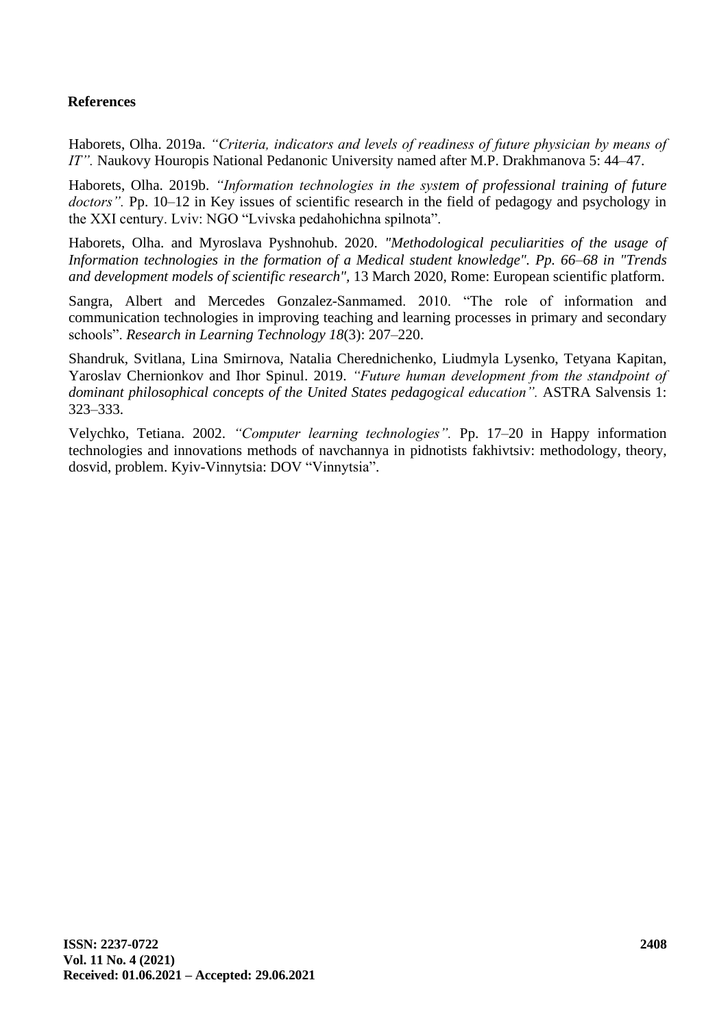## References

Haborets, Olha. 2019a. *"Criteria, indicators and levels of readiness of future physician by means of IT".* Naukovy Houropis National Pedanonic University named after M.P. Drakhmanova 5: 44–47.

Haborets, Olha. 2019b. *"Information technologies in the system of professional training of future doctors".* Pp. 10–12 in Key issues of scientific research in the field of pedagogy and psychology in the XXI century. Lviv: NGO "Lvivska pedahohichna spilnota".

Haborets, Olha. and Myroslava Pyshnohub. 2020. *"Methodological peculiarities of the usage of Information technologies in the formation of a Medical student knowledge". Pp. 66–68 in "Trends and development models of scientific research",* 13 March 2020, Rome: European scientific platform.

Sangra, Albert and Mercedes Gonzalez-Sanmamed. 2010. "The role of information and communication technologies in improving teaching and learning processes in primary and secondary schools". *Research in Learning Technology 18*(3): 207–220.

Shandruk, Svitlana, Lina Smirnova, Natalia Cherednichenko, Liudmyla Lysenko, Tetyana Kapitan, Yaroslav Chernionkov and Ihor Spinul. 2019. *"Future human development from the standpoint of dominant philosophical concepts of the United States pedagogical education".* ASTRA Salvensis 1: 323–333.

Velychko, Tetiana. 2002. *"Computer learning technologies".* Pp. 17–20 in Happy information technologies and innovations methods of navchannya in pidnotists fakhivtsiv: methodology, theory, dosvid, problem. Kyiv-Vinnytsia: DOV "Vinnytsia".